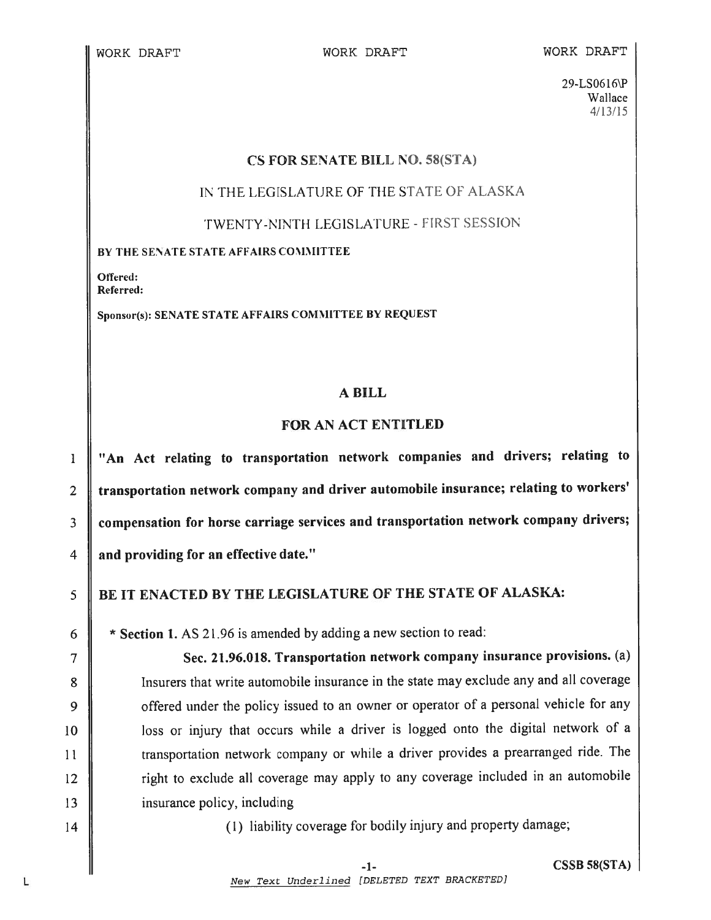WORK DRAFT WORK DRAFT WORK DRAFT

29-LS0616\P
Wallace
4/13/15

# CS FOR SENATE BILL NO. 58(STA)

## IN THE LEGISLATURE OF THE STATE OF ALASKA

## TWENTY-NINTH LEGISLATURE - FIRST SESSION

**BY THE SENATE STATE AFFAIRS COMMITTEE**

**Offered:**
**Referred:**

**Sponsor(s): SENATE STATE AFFAIRS COMMITTEE BY REQUEST**

## A BILL

## FOR AN ACT ENTITLED

1 **"An Act relating to transportation network companies and drivers; relating to**
2 **transportation network company and driver automobile insurance; relating to workers'**
3 **compensation for horse carriage services and transportation network company drivers;**
4 **and providing for an effective date."**

5 **BE IT ENACTED BY THE LEGISLATURE OF THE STATE OF ALASKA:**

6 * **Section 1.** AS 21.96 is amended by adding a new section to read:
7 **Sec. 21.96.018. Transportation network company insurance provisions.** (a)
8 Insurers that write automobile insurance in the state may exclude any and all coverage
9 offered under the policy issued to an owner or operator of a personal vehicle for any
10 loss or injury that occurs while a driver is logged onto the digital network of a
11 transportation network company or while a driver provides a prearranged ride. The
12 right to exclude all coverage may apply to any coverage included in an automobile
13 insurance policy, including
14 (1) liability coverage for bodily injury and property damage;

*New Text Underlined [DELETED TEXT BRACKETED]*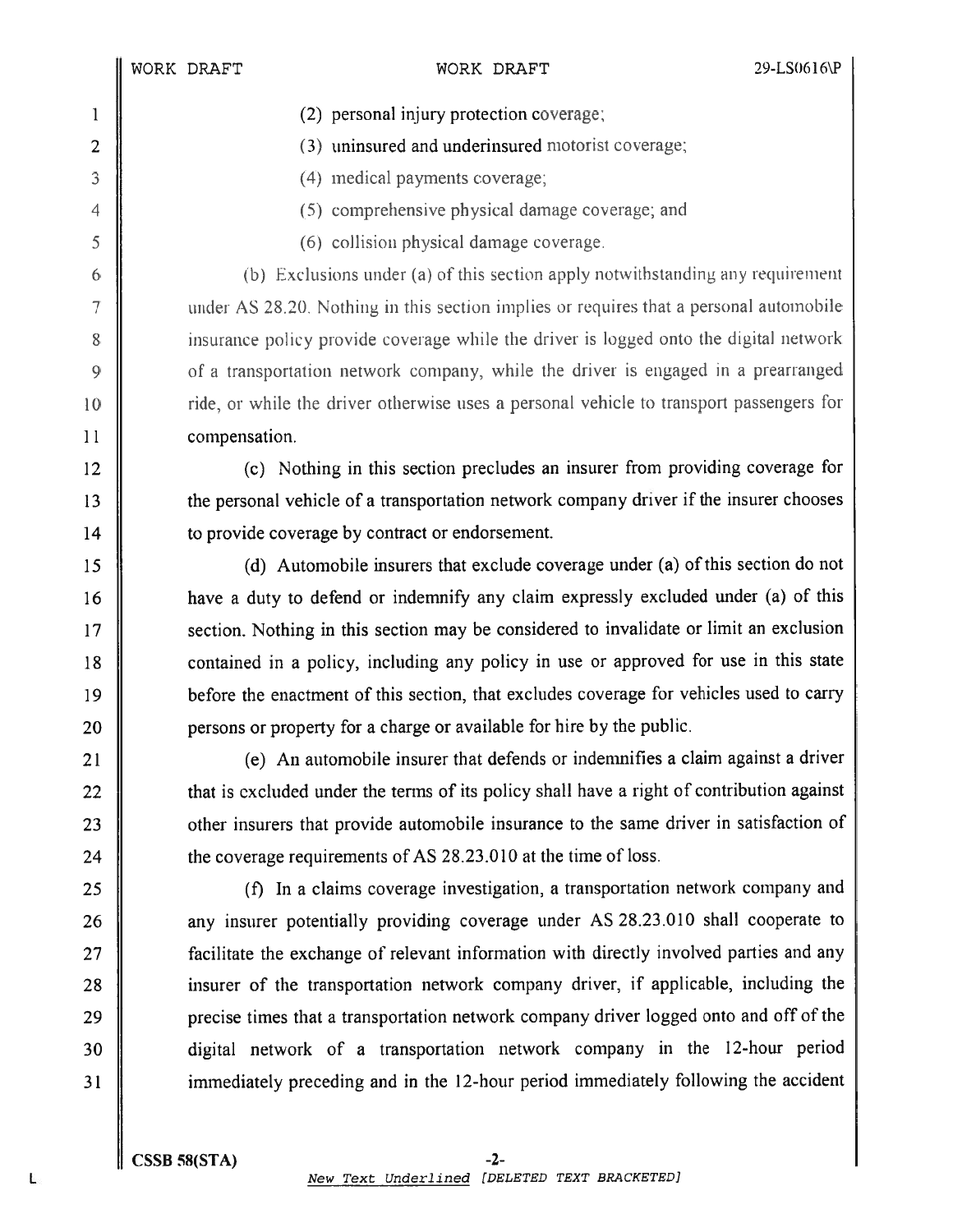(2) personal injury protection coverage;

(3) uninsured and underinsured motorist coverage;

(4) medical payments coverage;

(5) comprehensive physical damage coverage; and

(6) collision physical damage coverage.

(b) Exclusions under (a) of this section apply notwithstanding any requirement under AS 28.20. Nothing in this section implies or requires that a personal automobile insurance policy provide coverage while the driver is logged onto the digital network of a transportation network company, while the driver is engaged in a prearranged ride, or while the driver otherwise uses a personal vehicle to transport passengers for compensation.

(c) Nothing in this section precludes an insurer from providing coverage for the personal vehicle of a transportation network company driver if the insurer chooses to provide coverage by contract or endorsement.

(d) Automobile insurers that exclude coverage under (a) of this section do not have a duty to defend or indemnify any claim expressly excluded under (a) of this section. Nothing in this section may be considered to invalidate or limit an exclusion contained in a policy, including any policy in use or approved for use in this state before the enactment of this section, that excludes coverage for vehicles used to carry persons or property for a charge or available for hire by the public.

(e) An automobile insurer that defends or indemnifies a claim against a driver that is excluded under the terms of its policy shall have a right of contribution against other insurers that provide automobile insurance to the same driver in satisfaction of the coverage requirements of AS 28.23.010 at the time of loss.

(f) In a claims coverage investigation, a transportation network company and any insurer potentially providing coverage under AS 28.23.010 shall cooperate to facilitate the exchange of relevant information with directly involved parties and any insurer of the transportation network company driver, if applicable, including the precise times that a transportation network company driver logged onto and off of the digital network of a transportation network company in the 12-hour period immediately preceding and in the 12-hour period immediately following the accident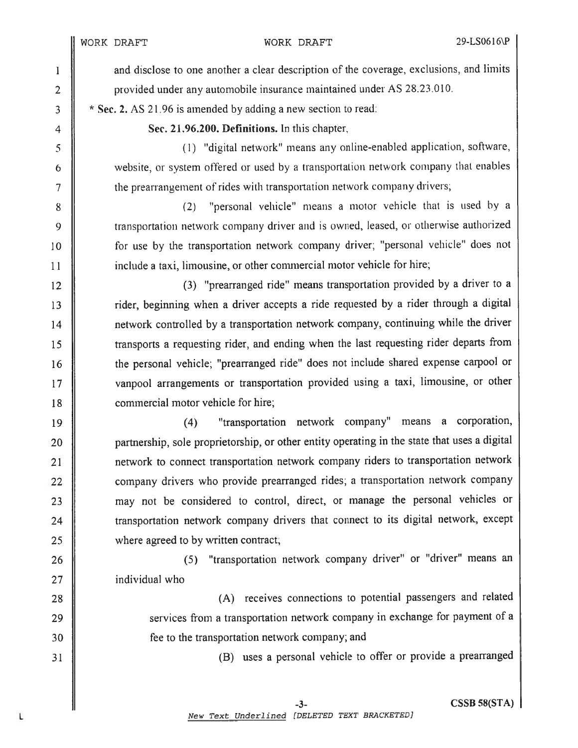and disclose to one another a clear description of the coverage, exclusions, and limits provided under any automobile insurance maintained under AS 28.23.010.

\* **Sec. 2.** AS 21.96 is amended by adding a new section to read:

**Sec. 21.96.200. Definitions.** In this chapter,

(1) "digital network" means any online-enabled application, software, website, or system offered or used by a transportation network company that enables the prearrangement of rides with transportation network company drivers;

(2) "personal vehicle" means a motor vehicle that is used by a transportation network company driver and is owned, leased, or otherwise authorized for use by the transportation network company driver; "personal vehicle" does not include a taxi, limousine, or other commercial motor vehicle for hire;

(3) "prearranged ride" means transportation provided by a driver to a rider, beginning when a driver accepts a ride requested by a rider through a digital network controlled by a transportation network company, continuing while the driver transports a requesting rider, and ending when the last requesting rider departs from the personal vehicle; "prearranged ride" does not include shared expense carpool or vanpool arrangements or transportation provided using a taxi, limousine, or other commercial motor vehicle for hire;

(4) "transportation network company" means a corporation, partnership, sole proprietorship, or other entity operating in the state that uses a digital network to connect transportation network company riders to transportation network company drivers who provide prearranged rides; a transportation network company may not be considered to control, direct, or manage the personal vehicles or transportation network company drivers that connect to its digital network, except where agreed to by written contract;

(5) "transportation network company driver" or "driver" means an individual who

(A) receives connections to potential passengers and related services from a transportation network company in exchange for payment of a fee to the transportation network company; and

(B) uses a personal vehicle to offer or provide a prearranged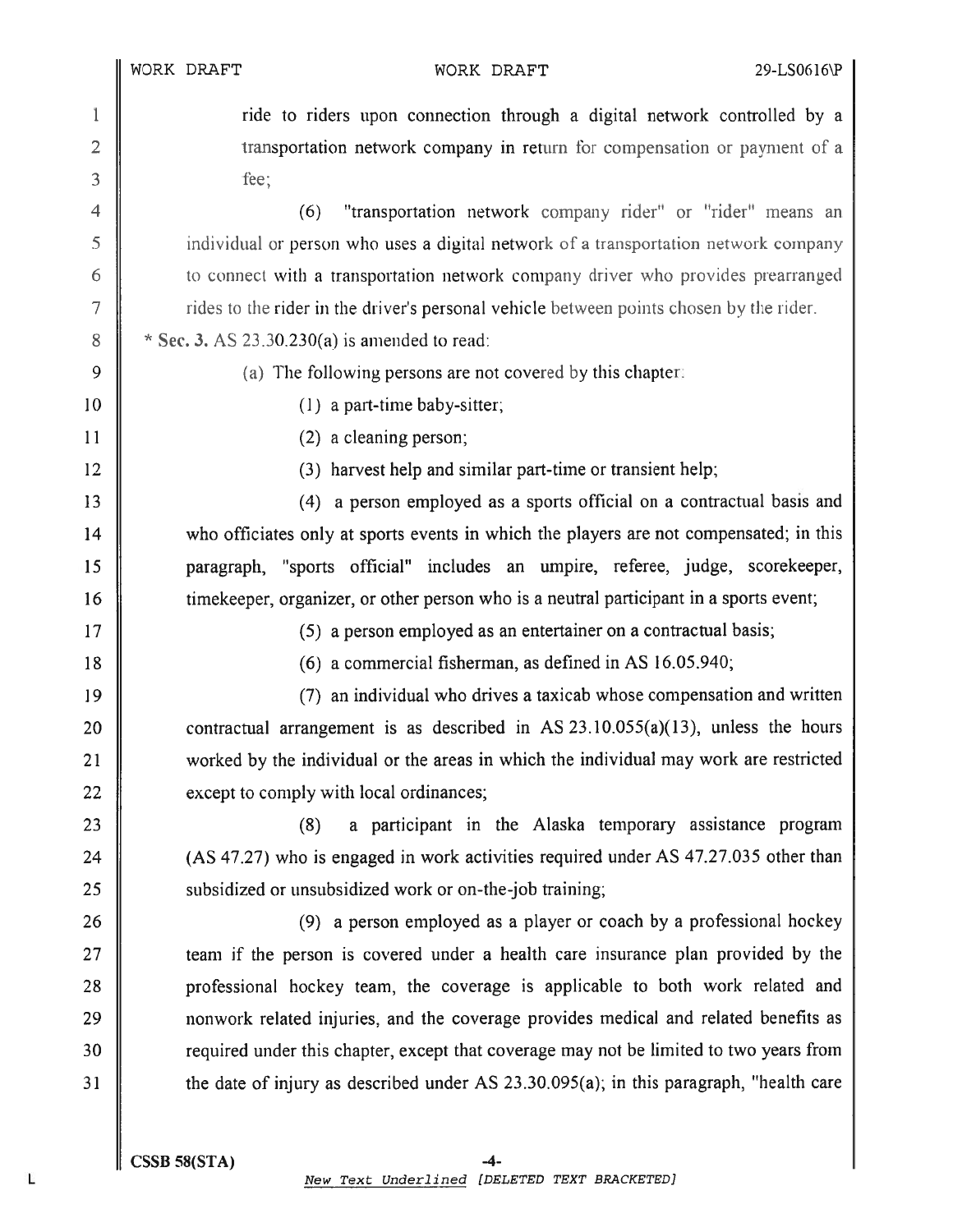ride to riders upon connection through a digital network controlled by a transportation network company in return for compensation or payment of a fee;

(6) "transportation network company rider" or "rider" means an individual or person who uses a digital network of a transportation network company to connect with a transportation network company driver who provides prearranged rides to the rider in the driver's personal vehicle between points chosen by the rider.

\* **Sec. 3.** AS 23.30.230(a) is amended to read:

(a) The following persons are not covered by this chapter:

(1) a part-time baby-sitter;

(2) a cleaning person;

(3) harvest help and similar part-time or transient help;

(4) a person employed as a sports official on a contractual basis and who officiates only at sports events in which the players are not compensated; in this paragraph, "sports official" includes an umpire, referee, judge, scorekeeper, timekeeper, organizer, or other person who is a neutral participant in a sports event;

(5) a person employed as an entertainer on a contractual basis;

(6) a commercial fisherman, as defined in AS 16.05.940;

(7) an individual who drives a taxicab whose compensation and written contractual arrangement is as described in AS 23.10.055(a)(13), unless the hours worked by the individual or the areas in which the individual may work are restricted except to comply with local ordinances;

(8) a participant in the Alaska temporary assistance program (AS 47.27) who is engaged in work activities required under AS 47.27.035 other than subsidized or unsubsidized work or on-the-job training;

(9) a person employed as a player or coach by a professional hockey team if the person is covered under a health care insurance plan provided by the professional hockey team, the coverage is applicable to both work related and nonwork related injuries, and the coverage provides medical and related benefits as required under this chapter, except that coverage may not be limited to two years from the date of injury as described under AS 23.30.095(a); in this paragraph, "health care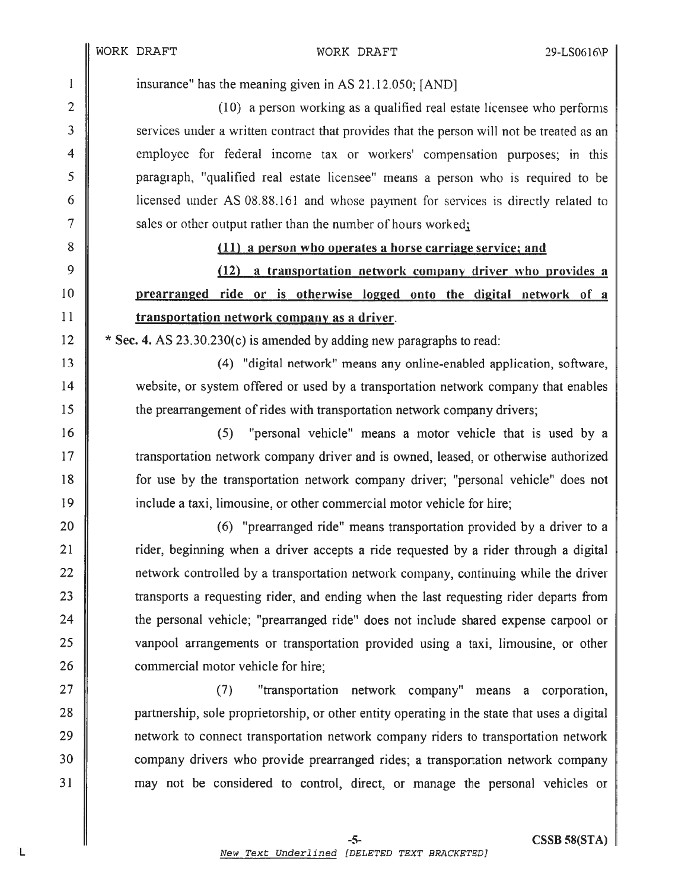insurance" has the meaning given in AS 21.12.050; [AND]

(10) a person working as a qualified real estate licensee who performs services under a written contract that provides that the person will not be treated as an employee for federal income tax or workers' compensation purposes; in this paragraph, "qualified real estate licensee" means a person who is required to be licensed under AS 08.88.161 and whose payment for services is directly related to sales or other output rather than the number of hours worked**;**

**(11) a person who operates a horse carriage service; and**

**(12) a transportation network company driver who provides a prearranged ride or is otherwise logged onto the digital network of a transportation network company as a driver**.

**\* Sec. 4.** AS 23.30.230(c) is amended by adding new paragraphs to read:

(4) "digital network" means any online-enabled application, software, website, or system offered or used by a transportation network company that enables the prearrangement of rides with transportation network company drivers;

(5) "personal vehicle" means a motor vehicle that is used by a transportation network company driver and is owned, leased, or otherwise authorized for use by the transportation network company driver; "personal vehicle" does not include a taxi, limousine, or other commercial motor vehicle for hire;

(6) "prearranged ride" means transportation provided by a driver to a rider, beginning when a driver accepts a ride requested by a rider through a digital network controlled by a transportation network company, continuing while the driver transports a requesting rider, and ending when the last requesting rider departs from the personal vehicle; "prearranged ride" does not include shared expense carpool or vanpool arrangements or transportation provided using a taxi, limousine, or other commercial motor vehicle for hire;

(7) "transportation network company" means a corporation, partnership, sole proprietorship, or other entity operating in the state that uses a digital network to connect transportation network company riders to transportation network company drivers who provide prearranged rides; a transportation network company may not be considered to control, direct, or manage the personal vehicles or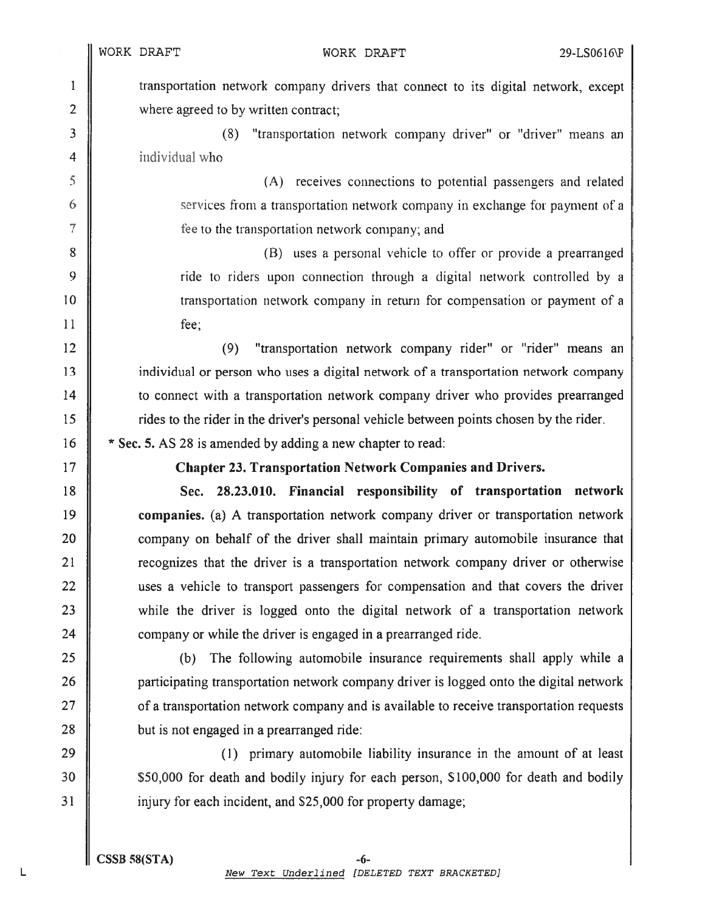transportation network company drivers that connect to its digital network, except where agreed to by written contract;

(8) "transportation network company driver" or "driver" means an individual who

(A) receives connections to potential passengers and related services from a transportation network company in exchange for payment of a fee to the transportation network company; and

(B) uses a personal vehicle to offer or provide a prearranged ride to riders upon connection through a digital network controlled by a transportation network company in return for compensation or payment of a fee;

(9) "transportation network company rider" or "rider" means an individual or person who uses a digital network of a transportation network company to connect with a transportation network company driver who provides prearranged rides to the rider in the driver's personal vehicle between points chosen by the rider.

**\* Sec. 5.** AS 28 is amended by adding a new chapter to read:

**Chapter 23. Transportation Network Companies and Drivers.**

**Sec. 28.23.010. Financial responsibility of transportation network companies.** (a) A transportation network company driver or transportation network company on behalf of the driver shall maintain primary automobile insurance that recognizes that the driver is a transportation network company driver or otherwise uses a vehicle to transport passengers for compensation and that covers the driver while the driver is logged onto the digital network of a transportation network company or while the driver is engaged in a prearranged ride.

(b) The following automobile insurance requirements shall apply while a participating transportation network company driver is logged onto the digital network of a transportation network company and is available to receive transportation requests but is not engaged in a prearranged ride:

(1) primary automobile liability insurance in the amount of at least $50,000 for death and bodily injury for each person, $100,000 for death and bodily injury for each incident, and $25,000 for property damage;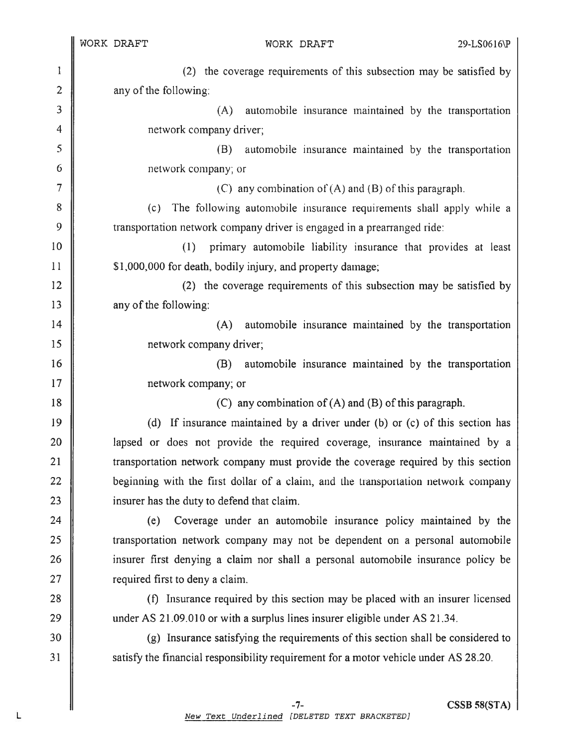(2) the coverage requirements of this subsection may be satisfied by any of the following:

(A) automobile insurance maintained by the transportation network company driver;

(B) automobile insurance maintained by the transportation network company; or

(C) any combination of (A) and (B) of this paragraph.

(c) The following automobile insurance requirements shall apply while a transportation network company driver is engaged in a prearranged ride:

(1) primary automobile liability insurance that provides at least $1,000,000 for death, bodily injury, and property damage;

(2) the coverage requirements of this subsection may be satisfied by any of the following:

(A) automobile insurance maintained by the transportation network company driver;

(B) automobile insurance maintained by the transportation network company; or

(C) any combination of (A) and (B) of this paragraph.

(d) If insurance maintained by a driver under (b) or (c) of this section has lapsed or does not provide the required coverage, insurance maintained by a transportation network company must provide the coverage required by this section beginning with the first dollar of a claim, and the transportation network company insurer has the duty to defend that claim.

(e) Coverage under an automobile insurance policy maintained by the transportation network company may not be dependent on a personal automobile insurer first denying a claim nor shall a personal automobile insurance policy be required first to deny a claim.

(f) Insurance required by this section may be placed with an insurer licensed under AS 21.09.010 or with a surplus lines insurer eligible under AS 21.34.

(g) Insurance satisfying the requirements of this section shall be considered to satisfy the financial responsibility requirement for a motor vehicle under AS 28.20.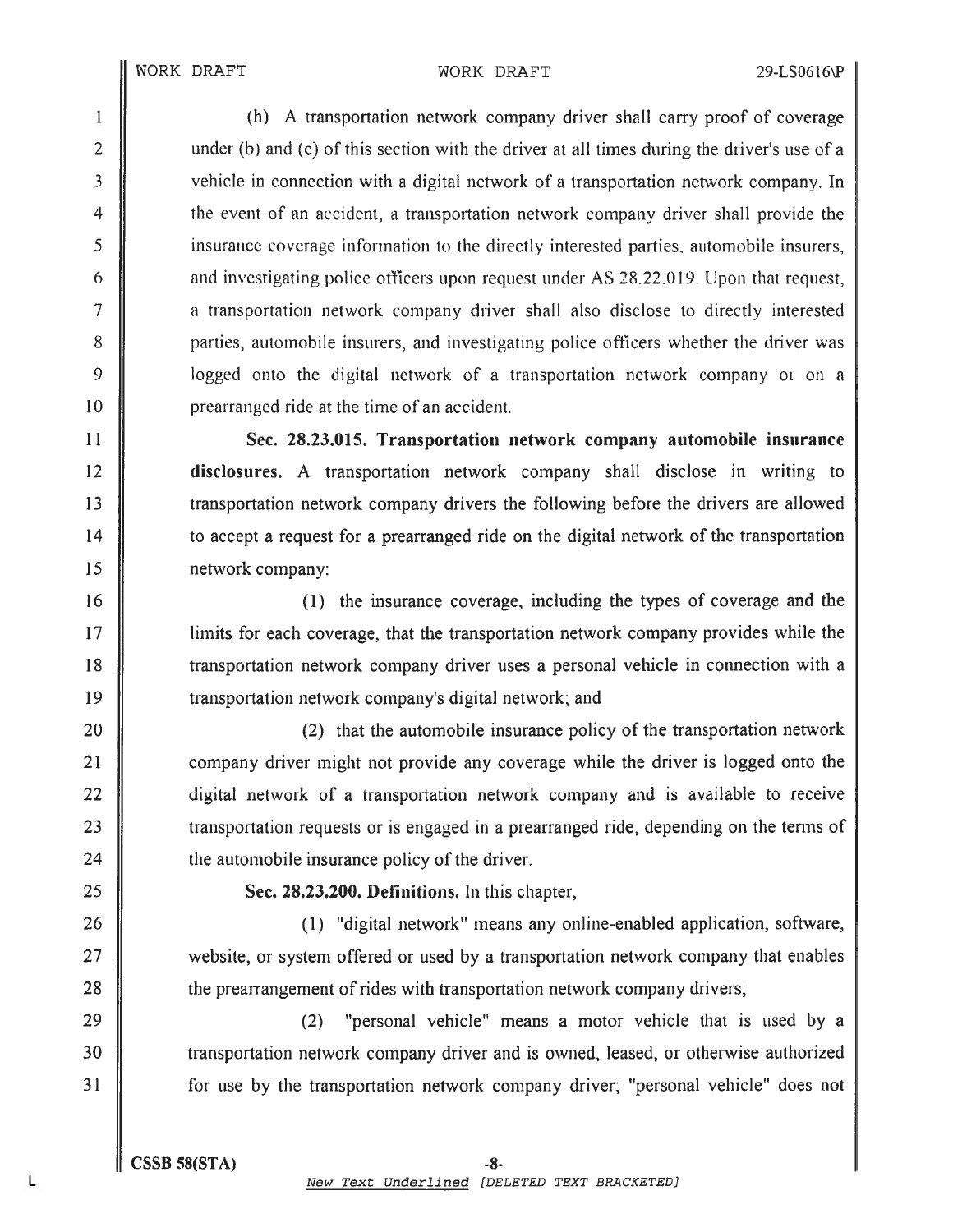(h) A transportation network company driver shall carry proof of coverage under (b) and (c) of this section with the driver at all times during the driver's use of a vehicle in connection with a digital network of a transportation network company. In the event of an accident, a transportation network company driver shall provide the insurance coverage information to the directly interested parties, automobile insurers, and investigating police officers upon request under AS 28.22.019. Upon that request, a transportation network company driver shall also disclose to directly interested parties, automobile insurers, and investigating police officers whether the driver was logged onto the digital network of a transportation network company or on a prearranged ride at the time of an accident.

**Sec. 28.23.015. Transportation network company automobile insurance disclosures.** A transportation network company shall disclose in writing to transportation network company drivers the following before the drivers are allowed to accept a request for a prearranged ride on the digital network of the transportation network company:

(1) the insurance coverage, including the types of coverage and the limits for each coverage, that the transportation network company provides while the transportation network company driver uses a personal vehicle in connection with a transportation network company's digital network; and

(2) that the automobile insurance policy of the transportation network company driver might not provide any coverage while the driver is logged onto the digital network of a transportation network company and is available to receive transportation requests or is engaged in a prearranged ride, depending on the terms of the automobile insurance policy of the driver.

**Sec. 28.23.200. Definitions.** In this chapter,

(1) "digital network" means any online-enabled application, software, website, or system offered or used by a transportation network company that enables the prearrangement of rides with transportation network company drivers;

(2) "personal vehicle" means a motor vehicle that is used by a transportation network company driver and is owned, leased, or otherwise authorized for use by the transportation network company driver; "personal vehicle" does not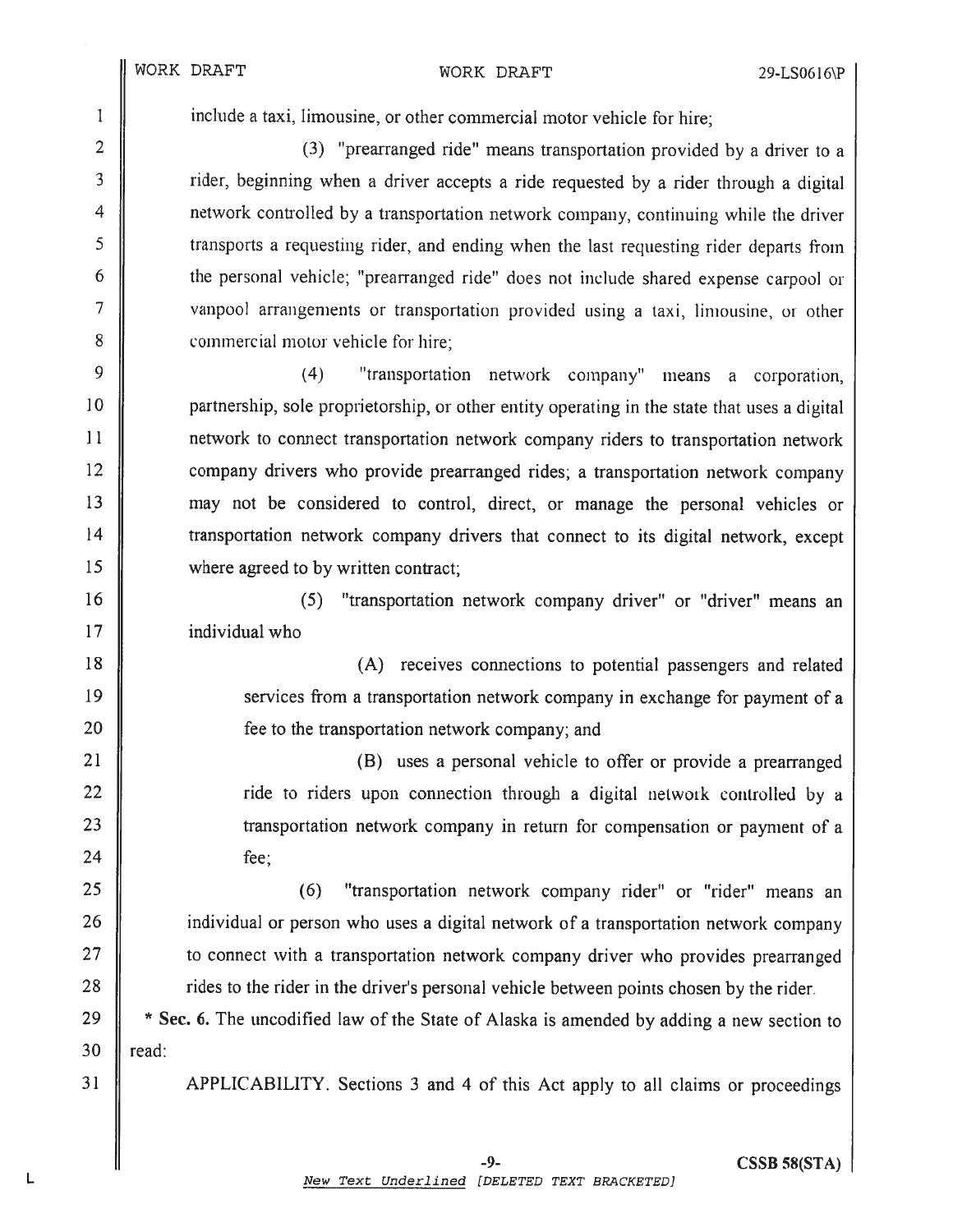include a taxi, limousine, or other commercial motor vehicle for hire;

(3) "prearranged ride" means transportation provided by a driver to a rider, beginning when a driver accepts a ride requested by a rider through a digital network controlled by a transportation network company, continuing while the driver transports a requesting rider, and ending when the last requesting rider departs from the personal vehicle; "prearranged ride" does not include shared expense carpool or vanpool arrangements or transportation provided using a taxi, limousine, or other commercial motor vehicle for hire;

(4) "transportation network company" means a corporation, partnership, sole proprietorship, or other entity operating in the state that uses a digital network to connect transportation network company riders to transportation network company drivers who provide prearranged rides; a transportation network company may not be considered to control, direct, or manage the personal vehicles or transportation network company drivers that connect to its digital network, except where agreed to by written contract;

(5) "transportation network company driver" or "driver" means an individual who

(A) receives connections to potential passengers and related services from a transportation network company in exchange for payment of a fee to the transportation network company; and

(B) uses a personal vehicle to offer or provide a prearranged ride to riders upon connection through a digital network controlled by a transportation network company in return for compensation or payment of a fee;

(6) "transportation network company rider" or "rider" means an individual or person who uses a digital network of a transportation network company to connect with a transportation network company driver who provides prearranged rides to the rider in the driver's personal vehicle between points chosen by the rider.

* **Sec. 6.** The uncodified law of the State of Alaska is amended by adding a new section to read:

APPLICABILITY. Sections 3 and 4 of this Act apply to all claims or proceedings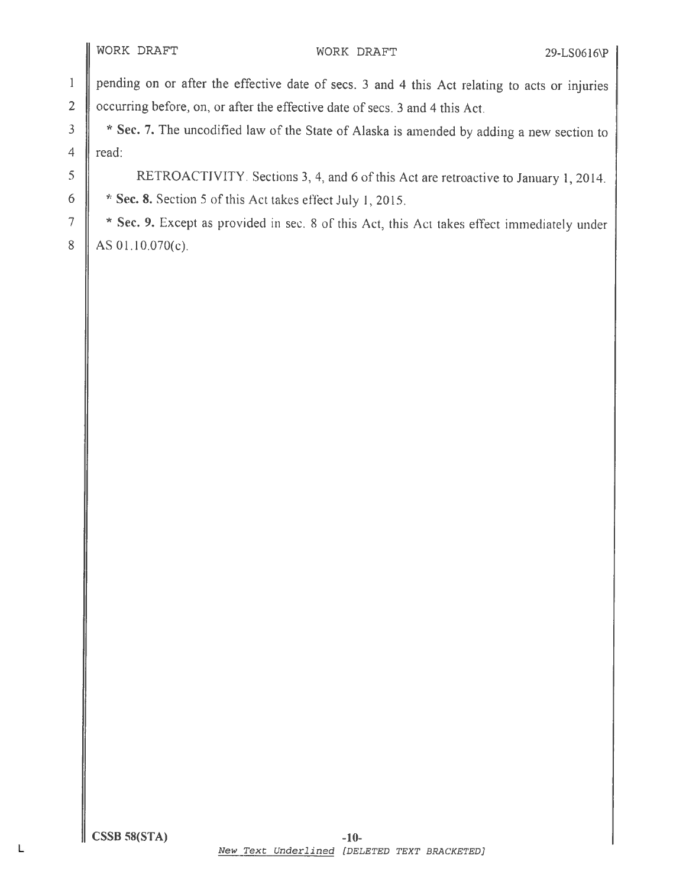pending on or after the effective date of secs. 3 and 4 this Act relating to acts or injuries occurring before, on, or after the effective date of secs. 3 and 4 this Act.

* **Sec. 7.** The uncodified law of the State of Alaska is amended by adding a new section to read:

RETROACTIVITY. Sections 3, 4, and 6 of this Act are retroactive to January 1, 2014.

* **Sec. 8.** Section 5 of this Act takes effect July 1, 2015.

* **Sec. 9.** Except as provided in sec. 8 of this Act, this Act takes effect immediately under AS 01.10.070(c).